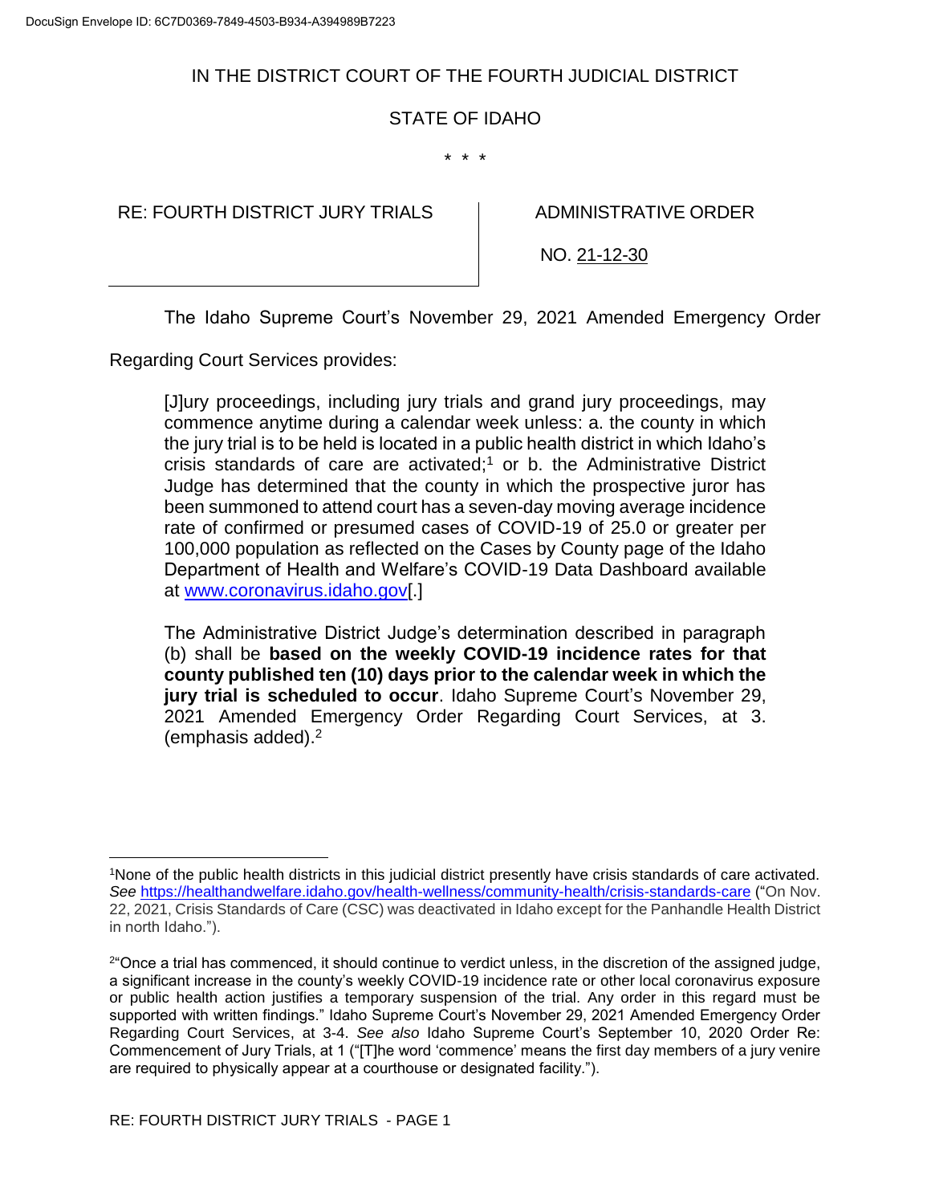IN THE DISTRICT COURT OF THE FOURTH JUDICIAL DISTRICT

STATE OF IDAHO

\* \* \*

| RE: FOURTH DISTRICT JURY TRIALS | ADMINISTRATIVE ORDER<br><br>NO. 21-12-30 |
| --- | --- |

The Idaho Supreme Court's November 29, 2021 Amended Emergency Order Regarding Court Services provides:

> [J]ury proceedings, including jury trials and grand jury proceedings, may commence anytime during a calendar week unless: a. the county in which the jury trial is to be held is located in a public health district in which Idaho's crisis standards of care are activated;[1] or b. the Administrative District Judge has determined that the county in which the prospective juror has been summoned to attend court has a seven-day moving average incidence rate of confirmed or presumed cases of COVID-19 of 25.0 or greater per 100,000 population as reflected on the Cases by County page of the Idaho Department of Health and Welfare's COVID-19 Data Dashboard available at www.coronavirus.idaho.gov[.]
>
> The Administrative District Judge's determination described in paragraph (b) shall be **based on the weekly COVID-19 incidence rates for that county published ten (10) days prior to the calendar week in which the jury trial is scheduled to occur**. Idaho Supreme Court's November 29, 2021 Amended Emergency Order Regarding Court Services, at 3. (emphasis added).[2]

---

[1]None of the public health districts in this judicial district presently have crisis standards of care activated. *See* https://healthandwelfare.idaho.gov/health-wellness/community-health/crisis-standards-care ("On Nov. 22, 2021, Crisis Standards of Care (CSC) was deactivated in Idaho except for the Panhandle Health District in north Idaho.").

[2]"Once a trial has commenced, it should continue to verdict unless, in the discretion of the assigned judge, a significant increase in the county's weekly COVID-19 incidence rate or other local coronavirus exposure or public health action justifies a temporary suspension of the trial. Any order in this regard must be supported with written findings." Idaho Supreme Court's November 29, 2021 Amended Emergency Order Regarding Court Services, at 3-4. *See also* Idaho Supreme Court's September 10, 2020 Order Re: Commencement of Jury Trials, at 1 ("[T]he word 'commence' means the first day members of a jury venire are required to physically appear at a courthouse or designated facility.").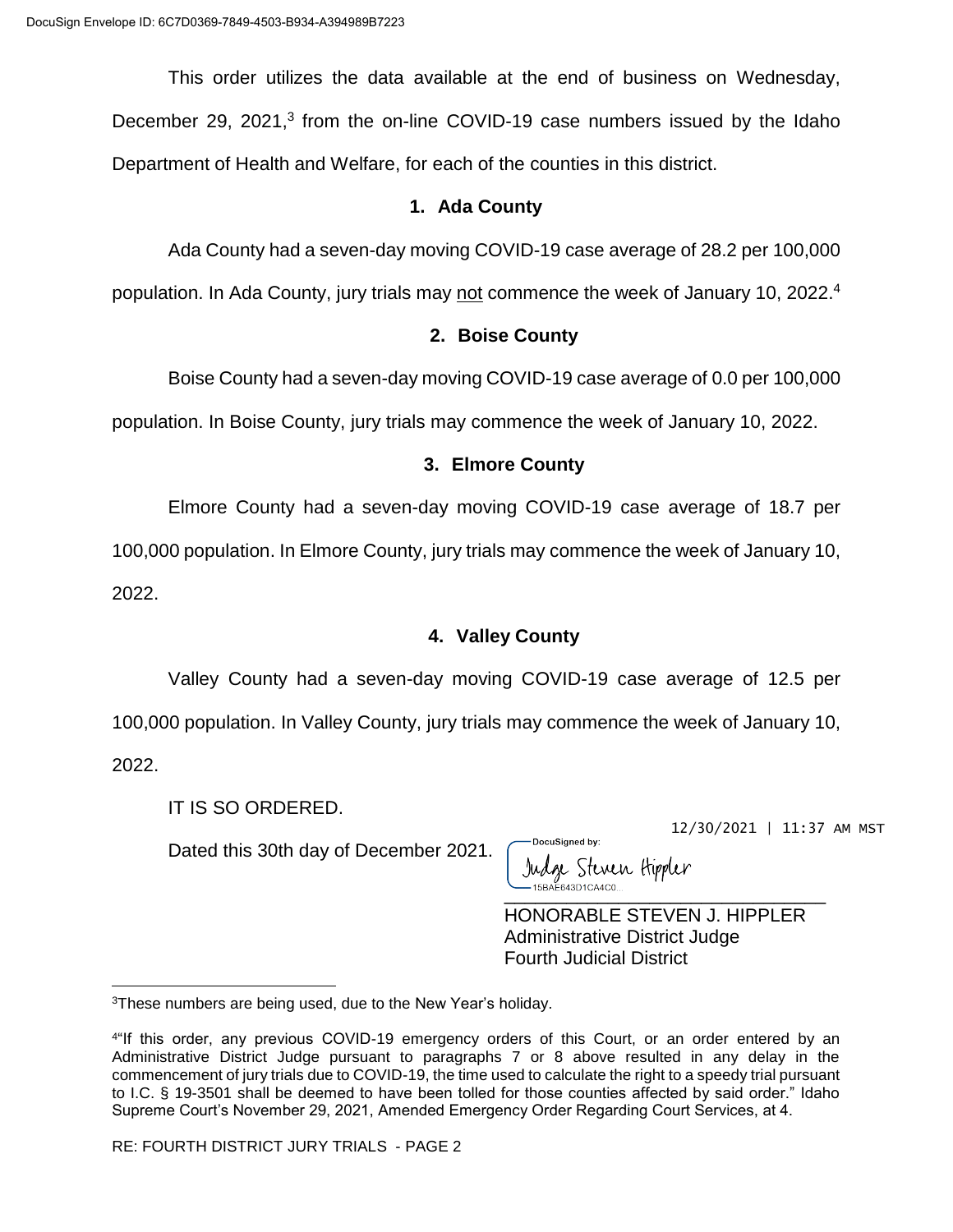This order utilizes the data available at the end of business on Wednesday, December 29, 2021,[3] from the on-line COVID-19 case numbers issued by the Idaho Department of Health and Welfare, for each of the counties in this district.

### 1. Ada County

Ada County had a seven-day moving COVID-19 case average of 28.2 per 100,000 population. In Ada County, jury trials may not commence the week of January 10, 2022.[4]

### 2. Boise County

Boise County had a seven-day moving COVID-19 case average of 0.0 per 100,000 population. In Boise County, jury trials may commence the week of January 10, 2022.

### 3. Elmore County

Elmore County had a seven-day moving COVID-19 case average of 18.7 per 100,000 population. In Elmore County, jury trials may commence the week of January 10, 2022.

### 4. Valley County

Valley County had a seven-day moving COVID-19 case average of 12.5 per 100,000 population. In Valley County, jury trials may commence the week of January 10, 2022.

IT IS SO ORDERED.

Dated this 30th day of December 2021.

12/30/2021 | 11:37 AM MST

DocuSigned by:
Judge Steven Hippler
15BAE643D1CA4C0...

HONORABLE STEVEN J. HIPPLER
Administrative District Judge
Fourth Judicial District

---

[3]These numbers are being used, due to the New Year's holiday.

[4]"If this order, any previous COVID-19 emergency orders of this Court, or an order entered by an Administrative District Judge pursuant to paragraphs 7 or 8 above resulted in any delay in the commencement of jury trials due to COVID-19, the time used to calculate the right to a speedy trial pursuant to I.C. § 19-3501 shall be deemed to have been tolled for those counties affected by said order." Idaho Supreme Court's November 29, 2021, Amended Emergency Order Regarding Court Services, at 4.

RE: FOURTH DISTRICT JURY TRIALS - PAGE 2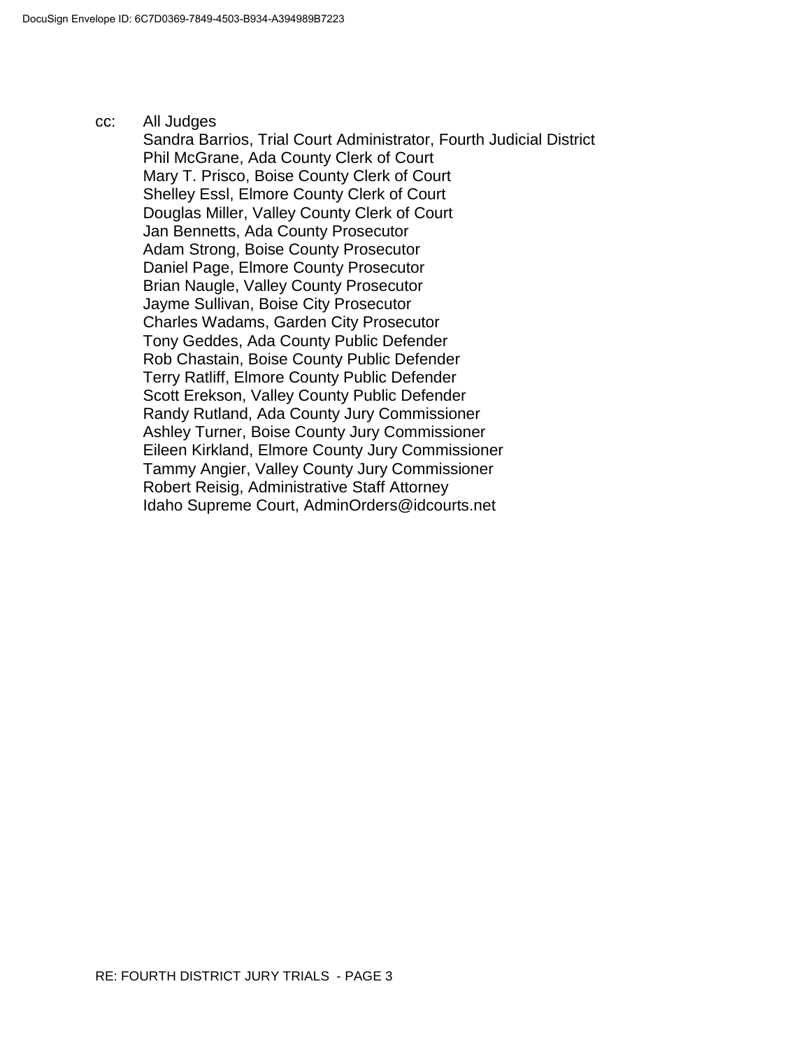cc: All Judges
Sandra Barrios, Trial Court Administrator, Fourth Judicial District
Phil McGrane, Ada County Clerk of Court
Mary T. Prisco, Boise County Clerk of Court
Shelley Essl, Elmore County Clerk of Court
Douglas Miller, Valley County Clerk of Court
Jan Bennetts, Ada County Prosecutor
Adam Strong, Boise County Prosecutor
Daniel Page, Elmore County Prosecutor
Brian Naugle, Valley County Prosecutor
Jayme Sullivan, Boise City Prosecutor
Charles Wadams, Garden City Prosecutor
Tony Geddes, Ada County Public Defender
Rob Chastain, Boise County Public Defender
Terry Ratliff, Elmore County Public Defender
Scott Erekson, Valley County Public Defender
Randy Rutland, Ada County Jury Commissioner
Ashley Turner, Boise County Jury Commissioner
Eileen Kirkland, Elmore County Jury Commissioner
Tammy Angier, Valley County Jury Commissioner
Robert Reisig, Administrative Staff Attorney
Idaho Supreme Court, AdminOrders@idcourts.net